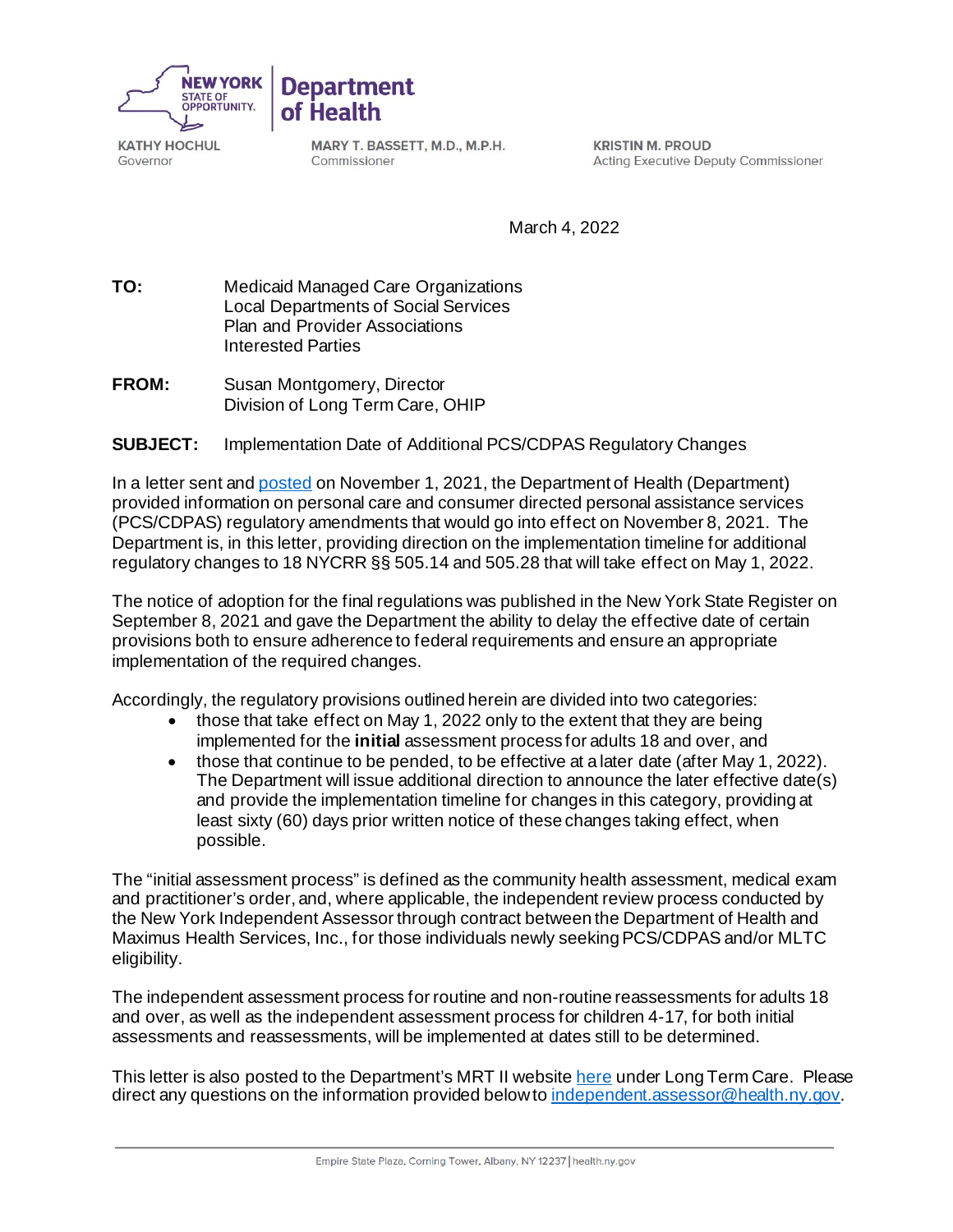NEW YORK STATE OF OPPORTUNITY. | Department of Health

**KATHY HOCHUL**
Governor

**MARY T. BASSETT, M.D., M.P.H.**
Commissioner

**KRISTIN M. PROUD**
Acting Executive Deputy Commissioner

March 4, 2022

**TO:** Medicaid Managed Care Organizations
Local Departments of Social Services
Plan and Provider Associations
Interested Parties

**FROM:** Susan Montgomery, Director
Division of Long Term Care, OHIP

**SUBJECT:** Implementation Date of Additional PCS/CDPAS Regulatory Changes

In a letter sent and posted on November 1, 2021, the Department of Health (Department) provided information on personal care and consumer directed personal assistance services (PCS/CDPAS) regulatory amendments that would go into effect on November 8, 2021. The Department is, in this letter, providing direction on the implementation timeline for additional regulatory changes to 18 NYCRR §§ 505.14 and 505.28 that will take effect on May 1, 2022.

The notice of adoption for the final regulations was published in the New York State Register on September 8, 2021 and gave the Department the ability to delay the effective date of certain provisions both to ensure adherence to federal requirements and ensure an appropriate implementation of the required changes.

Accordingly, the regulatory provisions outlined herein are divided into two categories:

- those that take effect on May 1, 2022 only to the extent that they are being implemented for the **initial** assessment process for adults 18 and over, and
- those that continue to be pended, to be effective at a later date (after May 1, 2022). The Department will issue additional direction to announce the later effective date(s) and provide the implementation timeline for changes in this category, providing at least sixty (60) days prior written notice of these changes taking effect, when possible.

The "initial assessment process" is defined as the community health assessment, medical exam and practitioner's order, and, where applicable, the independent review process conducted by the New York Independent Assessor through contract between the Department of Health and Maximus Health Services, Inc., for those individuals newly seeking PCS/CDPAS and/or MLTC eligibility.

The independent assessment process for routine and non-routine reassessments for adults 18 and over, as well as the independent assessment process for children 4-17, for both initial assessments and reassessments, will be implemented at dates still to be determined.

This letter is also posted to the Department's MRT II website here under Long Term Care. Please direct any questions on the information provided below to independent.assessor@health.ny.gov.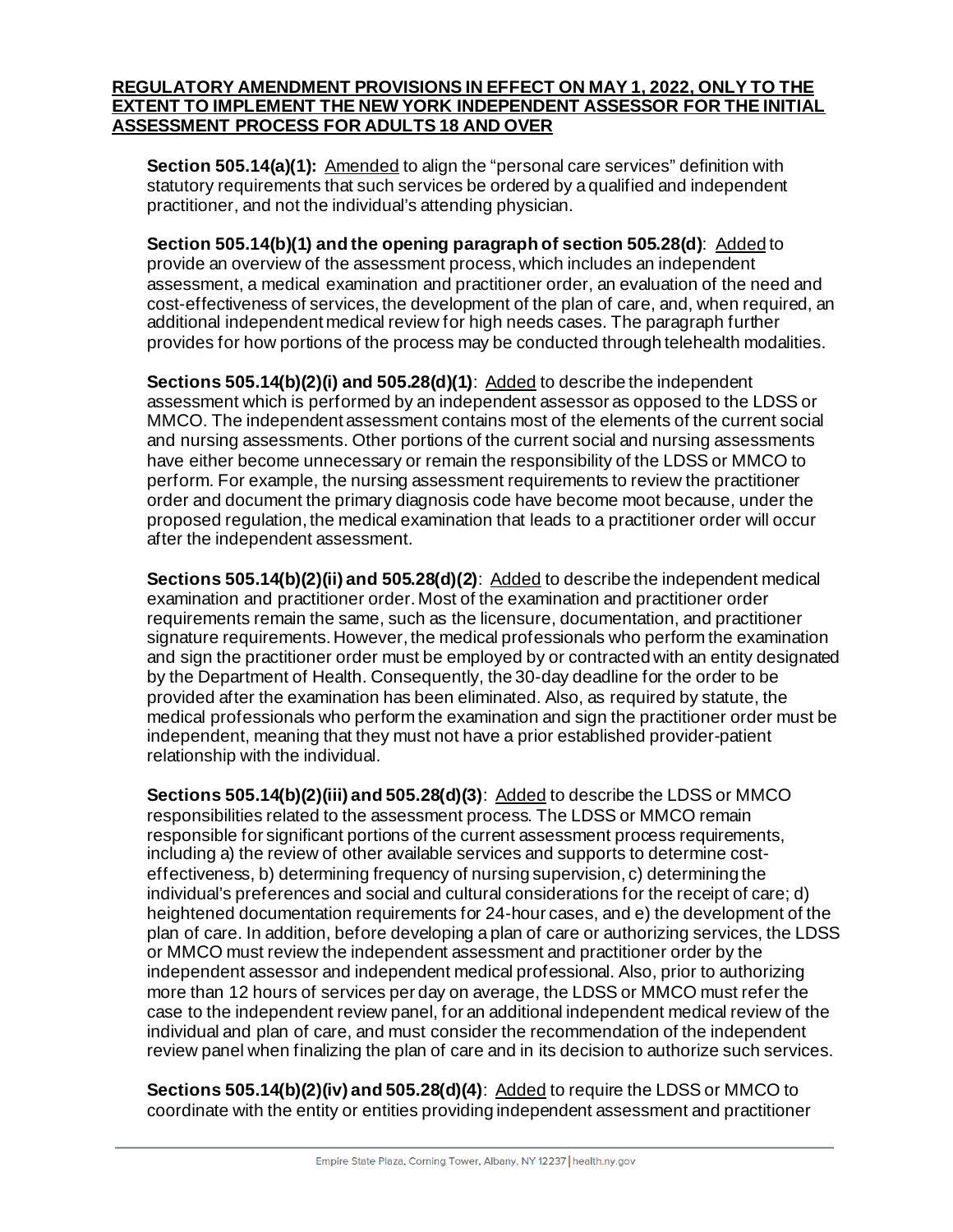**REGULATORY AMENDMENT PROVISIONS IN EFFECT ON MAY 1, 2022, ONLY TO THE EXTENT TO IMPLEMENT THE NEW YORK INDEPENDENT ASSESSOR FOR THE INITIAL ASSESSMENT PROCESS FOR ADULTS 18 AND OVER**

**Section 505.14(a)(1):** Amended to align the "personal care services" definition with statutory requirements that such services be ordered by a qualified and independent practitioner, and not the individual's attending physician.

**Section 505.14(b)(1) and the opening paragraph of section 505.28(d)**: Added to provide an overview of the assessment process, which includes an independent assessment, a medical examination and practitioner order, an evaluation of the need and cost-effectiveness of services, the development of the plan of care, and, when required, an additional independent medical review for high needs cases. The paragraph further provides for how portions of the process may be conducted through telehealth modalities.

**Sections 505.14(b)(2)(i) and 505.28(d)(1)**: Added to describe the independent assessment which is performed by an independent assessor as opposed to the LDSS or MMCO. The independent assessment contains most of the elements of the current social and nursing assessments. Other portions of the current social and nursing assessments have either become unnecessary or remain the responsibility of the LDSS or MMCO to perform. For example, the nursing assessment requirements to review the practitioner order and document the primary diagnosis code have become moot because, under the proposed regulation, the medical examination that leads to a practitioner order will occur after the independent assessment.

**Sections 505.14(b)(2)(ii) and 505.28(d)(2)**: Added to describe the independent medical examination and practitioner order. Most of the examination and practitioner order requirements remain the same, such as the licensure, documentation, and practitioner signature requirements. However, the medical professionals who perform the examination and sign the practitioner order must be employed by or contracted with an entity designated by the Department of Health. Consequently, the 30-day deadline for the order to be provided after the examination has been eliminated. Also, as required by statute, the medical professionals who perform the examination and sign the practitioner order must be independent, meaning that they must not have a prior established provider-patient relationship with the individual.

**Sections 505.14(b)(2)(iii) and 505.28(d)(3)**: Added to describe the LDSS or MMCO responsibilities related to the assessment process. The LDSS or MMCO remain responsible for significant portions of the current assessment process requirements, including a) the review of other available services and supports to determine cost-effectiveness, b) determining frequency of nursing supervision, c) determining the individual's preferences and social and cultural considerations for the receipt of care; d) heightened documentation requirements for 24-hour cases, and e) the development of the plan of care. In addition, before developing a plan of care or authorizing services, the LDSS or MMCO must review the independent assessment and practitioner order by the independent assessor and independent medical professional. Also, prior to authorizing more than 12 hours of services per day on average, the LDSS or MMCO must refer the case to the independent review panel, for an additional independent medical review of the individual and plan of care, and must consider the recommendation of the independent review panel when finalizing the plan of care and in its decision to authorize such services.

**Sections 505.14(b)(2)(iv) and 505.28(d)(4)**: Added to require the LDSS or MMCO to coordinate with the entity or entities providing independent assessment and practitioner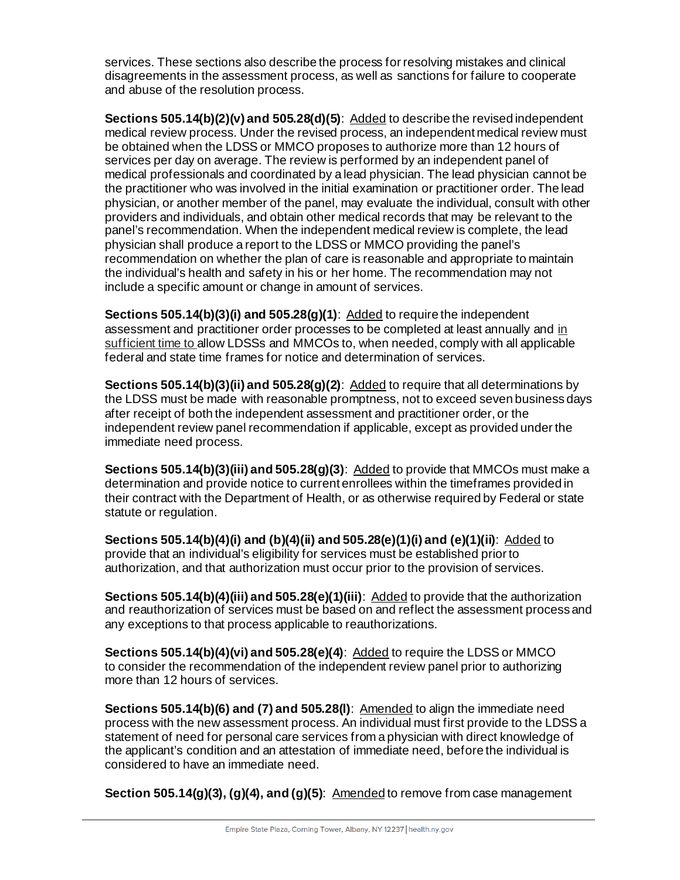services. These sections also describe the process for resolving mistakes and clinical disagreements in the assessment process, as well as sanctions for failure to cooperate and abuse of the resolution process.

**Sections 505.14(b)(2)(v) and 505.28(d)(5)**: Added to describe the revised independent medical review process. Under the revised process, an independent medical review must be obtained when the LDSS or MMCO proposes to authorize more than 12 hours of services per day on average. The review is performed by an independent panel of medical professionals and coordinated by a lead physician. The lead physician cannot be the practitioner who was involved in the initial examination or practitioner order. The lead physician, or another member of the panel, may evaluate the individual, consult with other providers and individuals, and obtain other medical records that may be relevant to the panel's recommendation. When the independent medical review is complete, the lead physician shall produce a report to the LDSS or MMCO providing the panel's recommendation on whether the plan of care is reasonable and appropriate to maintain the individual's health and safety in his or her home. The recommendation may not include a specific amount or change in amount of services.

**Sections 505.14(b)(3)(i) and 505.28(g)(1)**: Added to require the independent assessment and practitioner order processes to be completed at least annually and in sufficient time to allow LDSSs and MMCOs to, when needed, comply with all applicable federal and state time frames for notice and determination of services.

**Sections 505.14(b)(3)(ii) and 505.28(g)(2)**: Added to require that all determinations by the LDSS must be made with reasonable promptness, not to exceed seven business days after receipt of both the independent assessment and practitioner order, or the independent review panel recommendation if applicable, except as provided under the immediate need process.

**Sections 505.14(b)(3)(iii) and 505.28(g)(3)**: Added to provide that MMCOs must make a determination and provide notice to current enrollees within the timeframes provided in their contract with the Department of Health, or as otherwise required by Federal or state statute or regulation.

**Sections 505.14(b)(4)(i) and (b)(4)(ii) and 505.28(e)(1)(i) and (e)(1)(ii)**: Added to provide that an individual's eligibility for services must be established prior to authorization, and that authorization must occur prior to the provision of services.

**Sections 505.14(b)(4)(iii) and 505.28(e)(1)(iii)**: Added to provide that the authorization and reauthorization of services must be based on and reflect the assessment process and any exceptions to that process applicable to reauthorizations.

**Sections 505.14(b)(4)(vi) and 505.28(e)(4)**: Added to require the LDSS or MMCO to consider the recommendation of the independent review panel prior to authorizing more than 12 hours of services.

**Sections 505.14(b)(6) and (7) and 505.28(l)**: Amended to align the immediate need process with the new assessment process. An individual must first provide to the LDSS a statement of need for personal care services from a physician with direct knowledge of the applicant's condition and an attestation of immediate need, before the individual is considered to have an immediate need.

**Section 505.14(g)(3), (g)(4), and (g)(5)**: Amended to remove from case management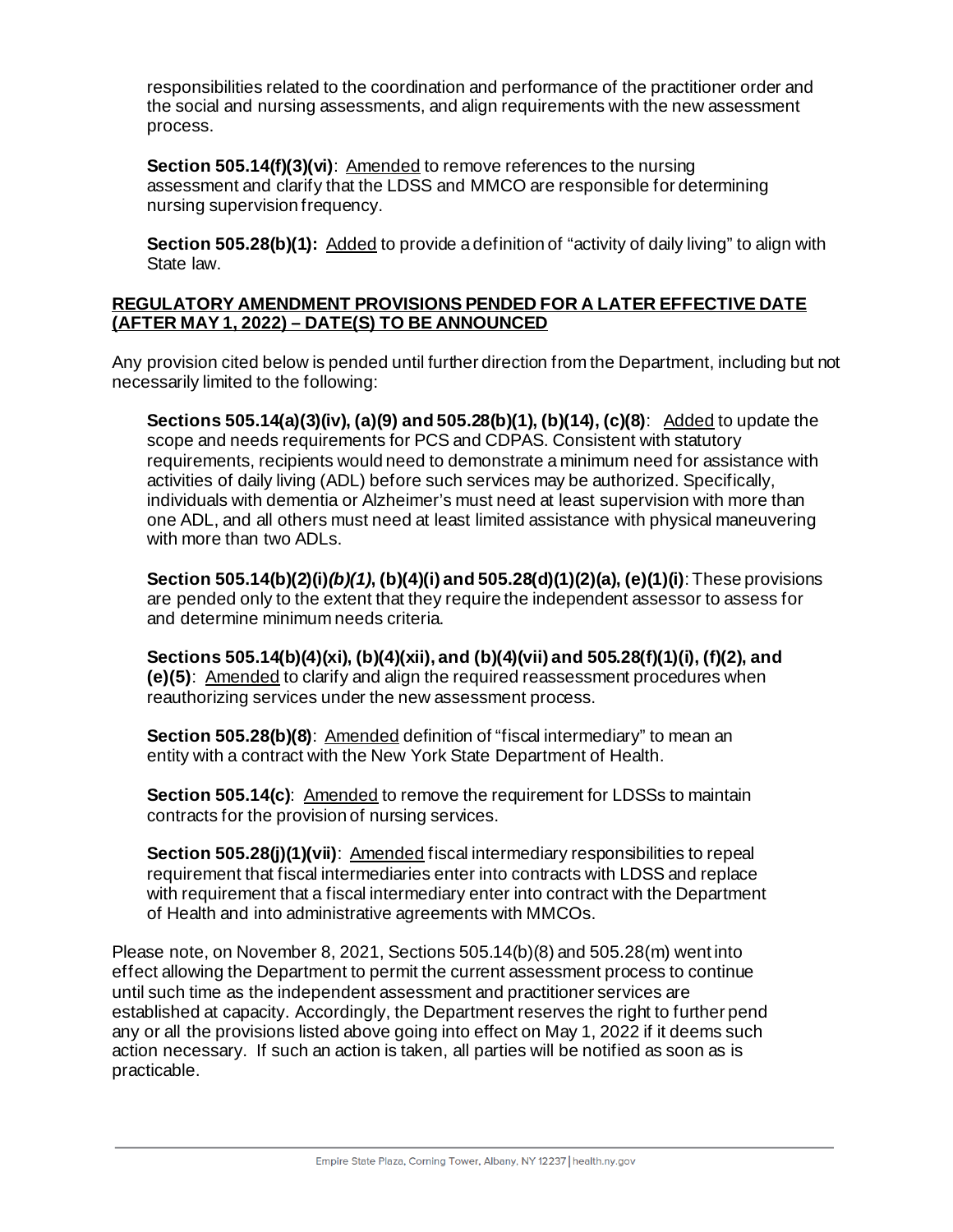responsibilities related to the coordination and performance of the practitioner order and the social and nursing assessments, and align requirements with the new assessment process.

**Section 505.14(f)(3)(vi)**: Amended to remove references to the nursing assessment and clarify that the LDSS and MMCO are responsible for determining nursing supervision frequency.

**Section 505.28(b)(1):** Added to provide a definition of "activity of daily living" to align with State law.

**REGULATORY AMENDMENT PROVISIONS PENDED FOR A LATER EFFECTIVE DATE (AFTER MAY 1, 2022) – DATE(S) TO BE ANNOUNCED**

Any provision cited below is pended until further direction from the Department, including but not necessarily limited to the following:

**Sections 505.14(a)(3)(iv), (a)(9) and 505.28(b)(1), (b)(14), (c)(8)**: Added to update the scope and needs requirements for PCS and CDPAS. Consistent with statutory requirements, recipients would need to demonstrate a minimum need for assistance with activities of daily living (ADL) before such services may be authorized. Specifically, individuals with dementia or Alzheimer's must need at least supervision with more than one ADL, and all others must need at least limited assistance with physical maneuvering with more than two ADLs.

**Section 505.14(b)(2)(i)*(b)(1)*, (b)(4)(i) and 505.28(d)(1)(2)(a), (e)(1)(i)**: These provisions are pended only to the extent that they require the independent assessor to assess for and determine minimum needs criteria.

**Sections 505.14(b)(4)(xi), (b)(4)(xii), and (b)(4)(vii) and 505.28(f)(1)(i), (f)(2), and (e)(5)**: Amended to clarify and align the required reassessment procedures when reauthorizing services under the new assessment process.

**Section 505.28(b)(8)**: Amended definition of "fiscal intermediary" to mean an entity with a contract with the New York State Department of Health.

**Section 505.14(c)**: Amended to remove the requirement for LDSSs to maintain contracts for the provision of nursing services.

**Section 505.28(j)(1)(vii)**: Amended fiscal intermediary responsibilities to repeal requirement that fiscal intermediaries enter into contracts with LDSS and replace with requirement that a fiscal intermediary enter into contract with the Department of Health and into administrative agreements with MMCOs.

Please note, on November 8, 2021, Sections 505.14(b)(8) and 505.28(m) went into effect allowing the Department to permit the current assessment process to continue until such time as the independent assessment and practitioner services are established at capacity. Accordingly, the Department reserves the right to further pend any or all the provisions listed above going into effect on May 1, 2022 if it deems such action necessary. If such an action is taken, all parties will be notified as soon as is practicable.